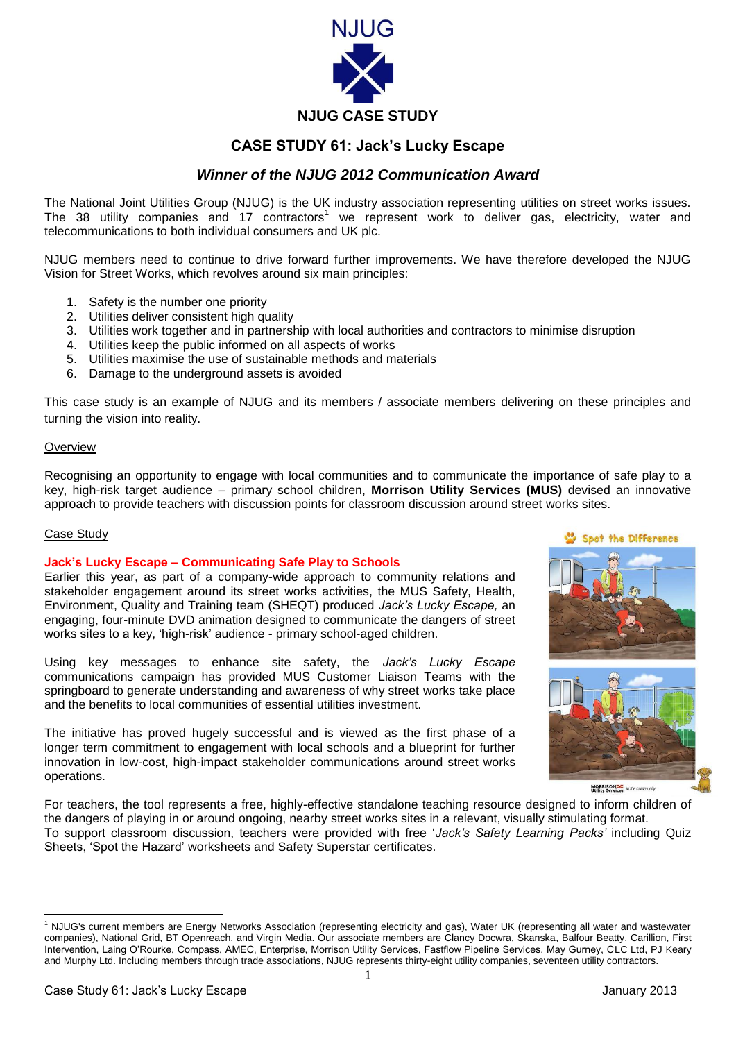NJUG

**NJUG CASE STUDY**

# CASE STUDY 61: Jack's Lucky Escape

## *Winner of the NJUG 2012 Communication Award*

The National Joint Utilities Group (NJUG) is the UK industry association representing utilities on street works issues. The 38 utility companies and 17 contractors[1] we represent work to deliver gas, electricity, water and telecommunications to both individual consumers and UK plc.

NJUG members need to continue to drive forward further improvements. We have therefore developed the NJUG Vision for Street Works, which revolves around six main principles:

1. Safety is the number one priority
2. Utilities deliver consistent high quality
3. Utilities work together and in partnership with local authorities and contractors to minimise disruption
4. Utilities keep the public informed on all aspects of works
5. Utilities maximise the use of sustainable methods and materials
6. Damage to the underground assets is avoided

This case study is an example of NJUG and its members / associate members delivering on these principles and turning the vision into reality.

### Overview

Recognising an opportunity to engage with local communities and to communicate the importance of safe play to a key, high-risk target audience – primary school children, **Morrison Utility Services (MUS)** devised an innovative approach to provide teachers with discussion points for classroom discussion around street works sites.

### Case Study

**Jack's Lucky Escape – Communicating Safe Play to Schools**

Earlier this year, as part of a company-wide approach to community relations and stakeholder engagement around its street works activities, the MUS Safety, Health, Environment, Quality and Training team (SHEQT) produced *Jack's Lucky Escape,* an engaging, four-minute DVD animation designed to communicate the dangers of street works sites to a key, 'high-risk' audience - primary school-aged children.

Using key messages to enhance site safety, the *Jack's Lucky Escape* communications campaign has provided MUS Customer Liaison Teams with the springboard to generate understanding and awareness of why street works take place and the benefits to local communities of essential utilities investment.

The initiative has proved hugely successful and is viewed as the first phase of a longer term commitment to engagement with local schools and a blueprint for further innovation in low-cost, high-impact stakeholder communications around street works operations.

For teachers, the tool represents a free, highly-effective standalone teaching resource designed to inform children of the dangers of playing in or around ongoing, nearby street works sites in a relevant, visually stimulating format.
To support classroom discussion, teachers were provided with free '*Jack's Safety Learning Packs'* including Quiz Sheets, 'Spot the Hazard' worksheets and Safety Superstar certificates.

[1] NJUG's current members are Energy Networks Association (representing electricity and gas), Water UK (representing all water and wastewater companies), National Grid, BT Openreach, and Virgin Media. Our associate members are Clancy Docwra, Skanska, Balfour Beatty, Carillion, First Intervention, Laing O'Rourke, Compass, AMEC, Enterprise, Morrison Utility Services, Fastflow Pipeline Services, May Gurney, CLC Ltd, PJ Keary and Murphy Ltd. Including members through trade associations, NJUG represents thirty-eight utility companies, seventeen utility contractors.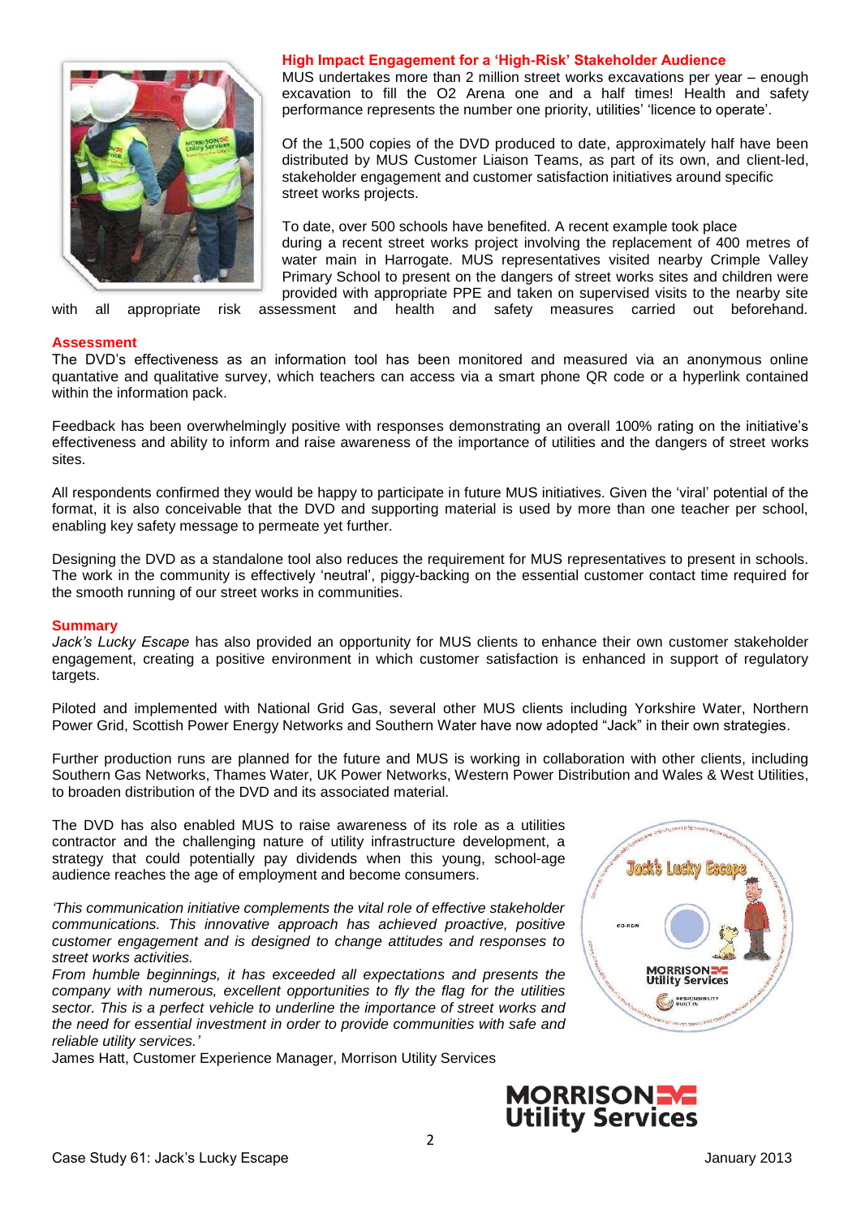### High Impact Engagement for a 'High-Risk' Stakeholder Audience

MUS undertakes more than 2 million street works excavations per year – enough excavation to fill the O2 Arena one and a half times! Health and safety performance represents the number one priority, utilities' 'licence to operate'.

Of the 1,500 copies of the DVD produced to date, approximately half have been distributed by MUS Customer Liaison Teams, as part of its own, and client-led, stakeholder engagement and customer satisfaction initiatives around specific street works projects.

To date, over 500 schools have benefited. A recent example took place during a recent street works project involving the replacement of 400 metres of water main in Harrogate. MUS representatives visited nearby Crimple Valley Primary School to present on the dangers of street works sites and children were provided with appropriate PPE and taken on supervised visits to the nearby site with all appropriate risk assessment and health and safety measures carried out beforehand.

### Assessment

The DVD's effectiveness as an information tool has been monitored and measured via an anonymous online quantative and qualitative survey, which teachers can access via a smart phone QR code or a hyperlink contained within the information pack.

Feedback has been overwhelmingly positive with responses demonstrating an overall 100% rating on the initiative's effectiveness and ability to inform and raise awareness of the importance of utilities and the dangers of street works sites.

All respondents confirmed they would be happy to participate in future MUS initiatives. Given the 'viral' potential of the format, it is also conceivable that the DVD and supporting material is used by more than one teacher per school, enabling key safety message to permeate yet further.

Designing the DVD as a standalone tool also reduces the requirement for MUS representatives to present in schools. The work in the community is effectively 'neutral', piggy-backing on the essential customer contact time required for the smooth running of our street works in communities.

### Summary

*Jack's Lucky Escape* has also provided an opportunity for MUS clients to enhance their own customer stakeholder engagement, creating a positive environment in which customer satisfaction is enhanced in support of regulatory targets.

Piloted and implemented with National Grid Gas, several other MUS clients including Yorkshire Water, Northern Power Grid, Scottish Power Energy Networks and Southern Water have now adopted "Jack" in their own strategies.

Further production runs are planned for the future and MUS is working in collaboration with other clients, including Southern Gas Networks, Thames Water, UK Power Networks, Western Power Distribution and Wales & West Utilities, to broaden distribution of the DVD and its associated material.

The DVD has also enabled MUS to raise awareness of its role as a utilities contractor and the challenging nature of utility infrastructure development, a strategy that could potentially pay dividends when this young, school-age audience reaches the age of employment and become consumers.

*'This communication initiative complements the vital role of effective stakeholder communications. This innovative approach has achieved proactive, positive customer engagement and is designed to change attitudes and responses to street works activities.*
*From humble beginnings, it has exceeded all expectations and presents the company with numerous, excellent opportunities to fly the flag for the utilities sector. This is a perfect vehicle to underline the importance of street works and the need for essential investment in order to provide communities with safe and reliable utility services.'*

James Hatt, Customer Experience Manager, Morrison Utility Services